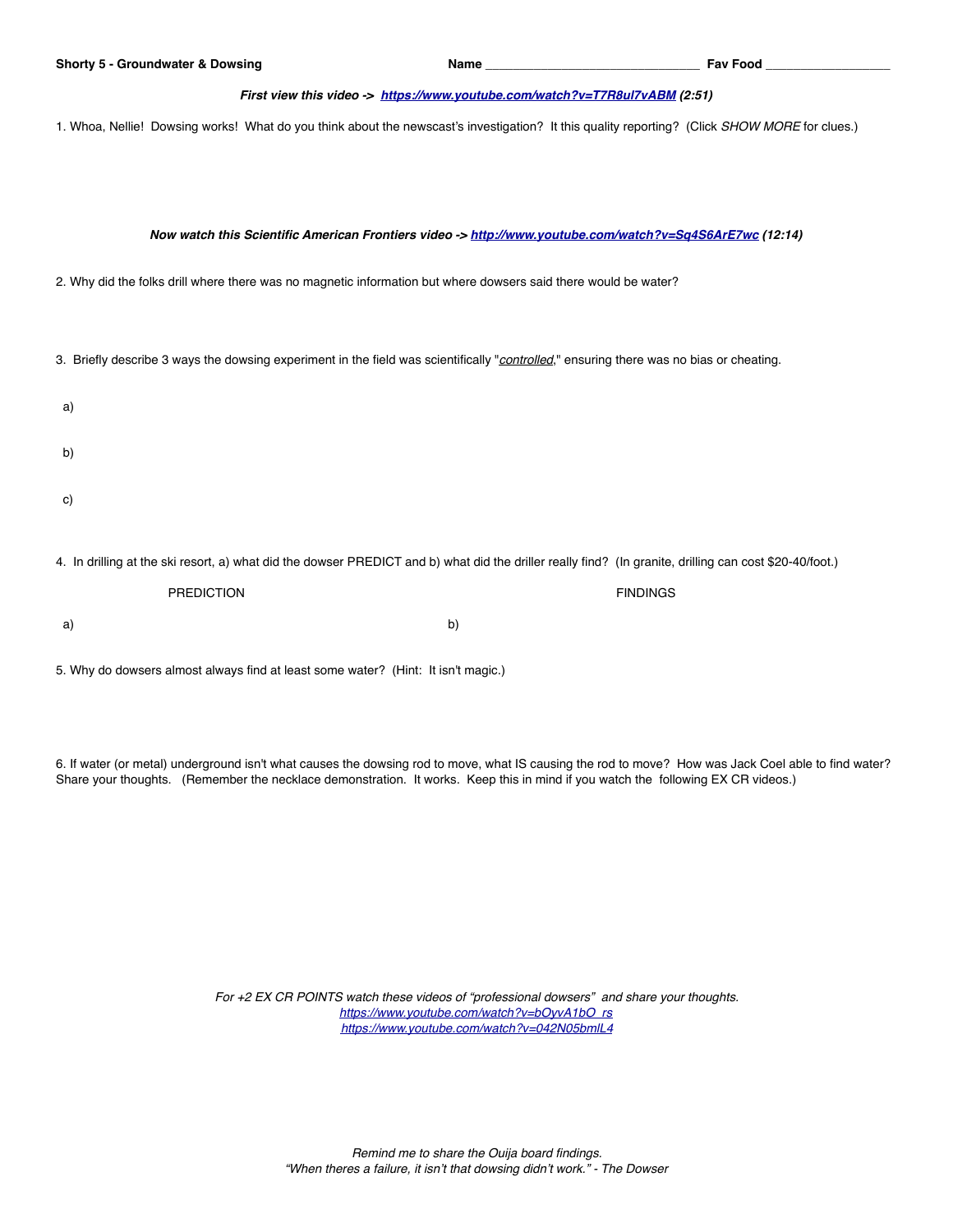**Shorty 5 - Groundwater & Dowsing** **Name** ______________________________ **Fav Food** __________________

***First view this video -> [https://www.youtube.com/watch?v=T7R8ul7vABM](https://www.youtube.com/watch?v=T7R8ul7vABM) (2:51)***

1. Whoa, Nellie! Dowsing works! What do you think about the newscast's investigation? It this quality reporting? (Click *SHOW MORE* for clues.)

***Now watch this Scientific American Frontiers video -> [http://www.youtube.com/watch?v=Sq4S6ArE7wc](http://www.youtube.com/watch?v=Sq4S6ArE7wc) (12:14)***

2. Why did the folks drill where there was no magnetic information but where dowsers said there would be water?

3. Briefly describe 3 ways the dowsing experiment in the field was scientifically "*controlled*," ensuring there was no bias or cheating.

a)

b)

c)

4. In drilling at the ski resort, a) what did the dowser PREDICT and b) what did the driller really find? (In granite, drilling can cost $20-40/foot.)

| PREDICTION | FINDINGS |
|---|---|
| a) | b) |

5. Why do dowsers almost always find at least some water? (Hint: It isn't magic.)

6. If water (or metal) underground isn't what causes the dowsing rod to move, what IS causing the rod to move? How was Jack Coel able to find water? Share your thoughts. (Remember the necklace demonstration. It works. Keep this in mind if you watch the following EX CR videos.)

*For +2 EX CR POINTS watch these videos of "professional dowsers" and share your thoughts.*
*[https://www.youtube.com/watch?v=bOyvA1bO_rs](https://www.youtube.com/watch?v=bOyvA1bO_rs)*
*[https://www.youtube.com/watch?v=042N05bmlL4](https://www.youtube.com/watch?v=042N05bmlL4)*

*Remind me to share the Ouija board findings.*
*"When theres a failure, it isn't that dowsing didn't work." - The Dowser*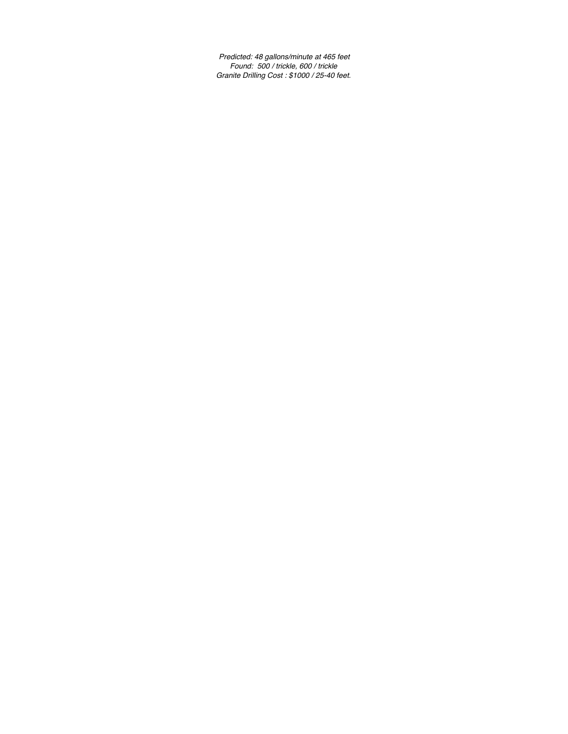*Predicted: 48 gallons/minute at 465 feet*
*Found: 500 / trickle, 600 / trickle*
*Granite Drilling Cost : $1000 / 25-40 feet.*